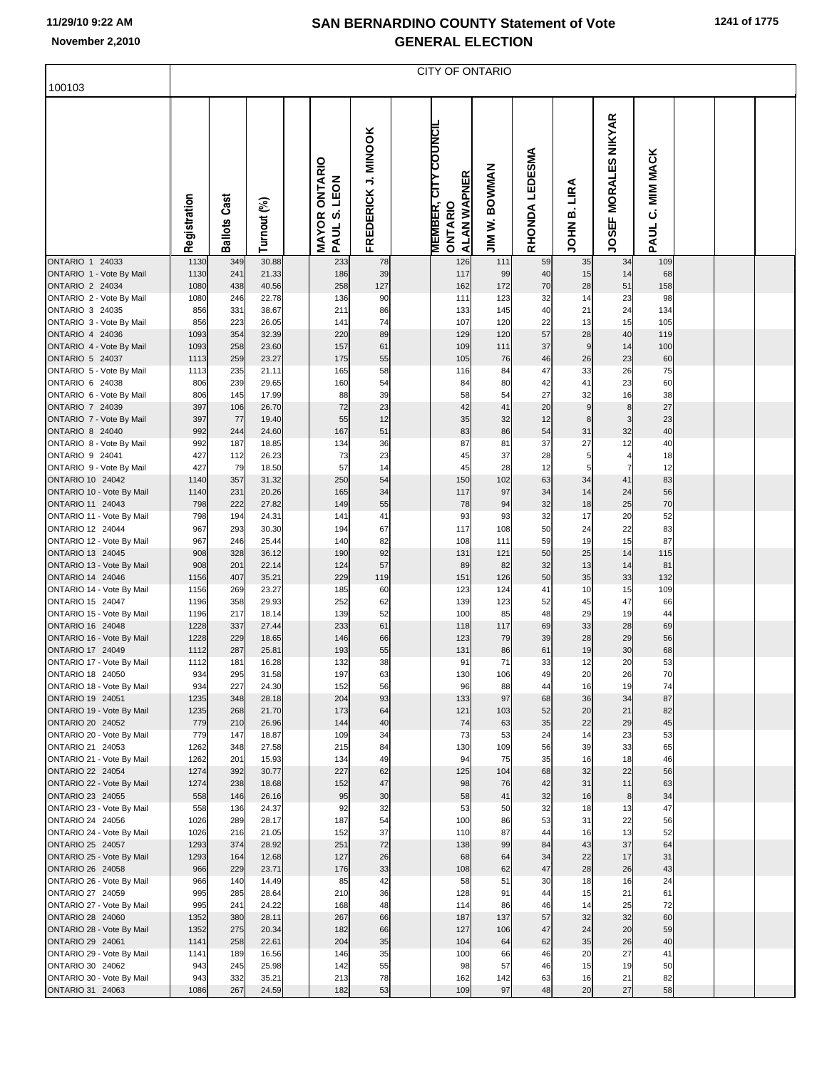# SAN BERNARDINO COUNTY Statement of Vote
## GENERAL ELECTION

11/29/10 9:22 AM
November 2,2010

100103

CITY OF ONTARIO

| | Registration | Ballots Cast | Turnout (%) | MAYOR ONTARIO PAUL S. LEON | FREDERICK J. MINOOK | MEMBER, CITY COUNCIL ONTARIO ALAN WAPNER | JIM W. BOWMAN | RHONDA LEDESMA | JOHN B. LIRA | JOSEF MORALES NIKYAR | PAUL C. MIM MACK |
|---|---|---|---|---|---|---|---|---|---|---|---|
| ONTARIO 1 24033 | 1130 | 349 | 30.88 | 233 | 78 | 126 | 111 | 59 | 35 | 34 | 109 |
| ONTARIO 1 - Vote By Mail | 1130 | 241 | 21.33 | 186 | 39 | 117 | 99 | 40 | 15 | 14 | 68 |
| ONTARIO 2 24034 | 1080 | 438 | 40.56 | 258 | 127 | 162 | 172 | 70 | 28 | 51 | 158 |
| ONTARIO 2 - Vote By Mail | 1080 | 246 | 22.78 | 136 | 90 | 111 | 123 | 32 | 14 | 23 | 98 |
| ONTARIO 3 24035 | 856 | 331 | 38.67 | 211 | 86 | 133 | 145 | 40 | 21 | 24 | 134 |
| ONTARIO 3 - Vote By Mail | 856 | 223 | 26.05 | 141 | 74 | 107 | 120 | 22 | 13 | 15 | 105 |
| ONTARIO 4 24036 | 1093 | 354 | 32.39 | 220 | 89 | 129 | 120 | 57 | 28 | 40 | 119 |
| ONTARIO 4 - Vote By Mail | 1093 | 258 | 23.60 | 157 | 61 | 109 | 111 | 37 | 9 | 14 | 100 |
| ONTARIO 5 24037 | 1113 | 259 | 23.27 | 175 | 55 | 105 | 76 | 46 | 26 | 23 | 60 |
| ONTARIO 5 - Vote By Mail | 1113 | 235 | 21.11 | 165 | 58 | 116 | 84 | 47 | 33 | 26 | 75 |
| ONTARIO 6 24038 | 806 | 239 | 29.65 | 160 | 54 | 84 | 80 | 42 | 41 | 23 | 60 |
| ONTARIO 6 - Vote By Mail | 806 | 145 | 17.99 | 88 | 39 | 58 | 54 | 27 | 32 | 16 | 38 |
| ONTARIO 7 24039 | 397 | 106 | 26.70 | 72 | 23 | 42 | 41 | 20 | 9 | 8 | 27 |
| ONTARIO 7 - Vote By Mail | 397 | 77 | 19.40 | 55 | 12 | 35 | 32 | 12 | 8 | 3 | 23 |
| ONTARIO 8 24040 | 992 | 244 | 24.60 | 167 | 51 | 83 | 86 | 54 | 31 | 32 | 40 |
| ONTARIO 8 - Vote By Mail | 992 | 187 | 18.85 | 134 | 36 | 87 | 81 | 37 | 27 | 12 | 40 |
| ONTARIO 9 24041 | 427 | 112 | 26.23 | 73 | 23 | 45 | 37 | 28 | 5 | 4 | 18 |
| ONTARIO 9 - Vote By Mail | 427 | 79 | 18.50 | 57 | 14 | 45 | 28 | 12 | 5 | 7 | 12 |
| ONTARIO 10 24042 | 1140 | 357 | 31.32 | 250 | 54 | 150 | 102 | 63 | 34 | 41 | 83 |
| ONTARIO 10 - Vote By Mail | 1140 | 231 | 20.26 | 165 | 34 | 117 | 97 | 34 | 14 | 24 | 56 |
| ONTARIO 11 24043 | 798 | 222 | 27.82 | 149 | 55 | 78 | 94 | 32 | 18 | 25 | 70 |
| ONTARIO 11 - Vote By Mail | 798 | 194 | 24.31 | 141 | 41 | 93 | 93 | 32 | 17 | 20 | 52 |
| ONTARIO 12 24044 | 967 | 293 | 30.30 | 194 | 67 | 117 | 108 | 50 | 24 | 22 | 83 |
| ONTARIO 12 - Vote By Mail | 967 | 246 | 25.44 | 140 | 82 | 108 | 111 | 59 | 19 | 15 | 87 |
| ONTARIO 13 24045 | 908 | 328 | 36.12 | 190 | 92 | 131 | 121 | 50 | 25 | 14 | 115 |
| ONTARIO 13 - Vote By Mail | 908 | 201 | 22.14 | 124 | 57 | 89 | 82 | 32 | 13 | 14 | 81 |
| ONTARIO 14 24046 | 1156 | 407 | 35.21 | 229 | 119 | 151 | 126 | 50 | 35 | 33 | 132 |
| ONTARIO 14 - Vote By Mail | 1156 | 269 | 23.27 | 185 | 60 | 123 | 124 | 41 | 10 | 15 | 109 |
| ONTARIO 15 24047 | 1196 | 358 | 29.93 | 252 | 62 | 139 | 123 | 52 | 45 | 47 | 66 |
| ONTARIO 15 - Vote By Mail | 1196 | 217 | 18.14 | 139 | 52 | 100 | 85 | 48 | 29 | 19 | 44 |
| ONTARIO 16 24048 | 1228 | 337 | 27.44 | 233 | 61 | 118 | 117 | 69 | 33 | 28 | 69 |
| ONTARIO 16 - Vote By Mail | 1228 | 229 | 18.65 | 146 | 66 | 123 | 79 | 39 | 28 | 29 | 56 |
| ONTARIO 17 24049 | 1112 | 287 | 25.81 | 193 | 55 | 131 | 86 | 61 | 19 | 30 | 68 |
| ONTARIO 17 - Vote By Mail | 1112 | 181 | 16.28 | 132 | 38 | 91 | 71 | 33 | 12 | 20 | 53 |
| ONTARIO 18 24050 | 934 | 295 | 31.58 | 197 | 63 | 130 | 106 | 49 | 20 | 26 | 70 |
| ONTARIO 18 - Vote By Mail | 934 | 227 | 24.30 | 152 | 56 | 96 | 88 | 44 | 16 | 19 | 74 |
| ONTARIO 19 24051 | 1235 | 348 | 28.18 | 204 | 93 | 133 | 97 | 68 | 36 | 34 | 87 |
| ONTARIO 19 - Vote By Mail | 1235 | 268 | 21.70 | 173 | 64 | 121 | 103 | 52 | 20 | 21 | 82 |
| ONTARIO 20 24052 | 779 | 210 | 26.96 | 144 | 40 | 74 | 63 | 35 | 22 | 29 | 45 |
| ONTARIO 20 - Vote By Mail | 779 | 147 | 18.87 | 109 | 34 | 73 | 53 | 24 | 14 | 23 | 53 |
| ONTARIO 21 24053 | 1262 | 348 | 27.58 | 215 | 84 | 130 | 109 | 56 | 39 | 33 | 65 |
| ONTARIO 21 - Vote By Mail | 1262 | 201 | 15.93 | 134 | 49 | 94 | 75 | 35 | 16 | 18 | 46 |
| ONTARIO 22 24054 | 1274 | 392 | 30.77 | 227 | 62 | 125 | 104 | 68 | 32 | 22 | 56 |
| ONTARIO 22 - Vote By Mail | 1274 | 238 | 18.68 | 152 | 47 | 98 | 76 | 42 | 31 | 11 | 63 |
| ONTARIO 23 24055 | 558 | 146 | 26.16 | 95 | 30 | 58 | 41 | 32 | 16 | 8 | 34 |
| ONTARIO 23 - Vote By Mail | 558 | 136 | 24.37 | 92 | 32 | 53 | 50 | 32 | 18 | 13 | 47 |
| ONTARIO 24 24056 | 1026 | 289 | 28.17 | 187 | 54 | 100 | 86 | 53 | 31 | 22 | 56 |
| ONTARIO 24 - Vote By Mail | 1026 | 216 | 21.05 | 152 | 37 | 110 | 87 | 44 | 16 | 13 | 52 |
| ONTARIO 25 24057 | 1293 | 374 | 28.92 | 251 | 72 | 138 | 99 | 84 | 43 | 37 | 64 |
| ONTARIO 25 - Vote By Mail | 1293 | 164 | 12.68 | 127 | 26 | 68 | 64 | 34 | 22 | 17 | 31 |
| ONTARIO 26 24058 | 966 | 229 | 23.71 | 176 | 33 | 108 | 62 | 47 | 28 | 26 | 43 |
| ONTARIO 26 - Vote By Mail | 966 | 140 | 14.49 | 85 | 42 | 58 | 51 | 30 | 18 | 16 | 24 |
| ONTARIO 27 24059 | 995 | 285 | 28.64 | 210 | 36 | 128 | 91 | 44 | 15 | 21 | 61 |
| ONTARIO 27 - Vote By Mail | 995 | 241 | 24.22 | 168 | 48 | 114 | 86 | 46 | 14 | 25 | 72 |
| ONTARIO 28 24060 | 1352 | 380 | 28.11 | 267 | 66 | 187 | 137 | 57 | 32 | 32 | 60 |
| ONTARIO 28 - Vote By Mail | 1352 | 275 | 20.34 | 182 | 66 | 127 | 106 | 47 | 24 | 20 | 59 |
| ONTARIO 29 24061 | 1141 | 258 | 22.61 | 204 | 35 | 104 | 64 | 62 | 35 | 26 | 40 |
| ONTARIO 29 - Vote By Mail | 1141 | 189 | 16.56 | 146 | 35 | 100 | 66 | 46 | 20 | 27 | 41 |
| ONTARIO 30 24062 | 943 | 245 | 25.98 | 142 | 55 | 98 | 57 | 46 | 15 | 19 | 50 |
| ONTARIO 30 - Vote By Mail | 943 | 332 | 35.21 | 213 | 78 | 162 | 142 | 63 | 16 | 21 | 82 |
| ONTARIO 31 24063 | 1086 | 267 | 24.59 | 182 | 53 | 109 | 97 | 48 | 20 | 27 | 58 |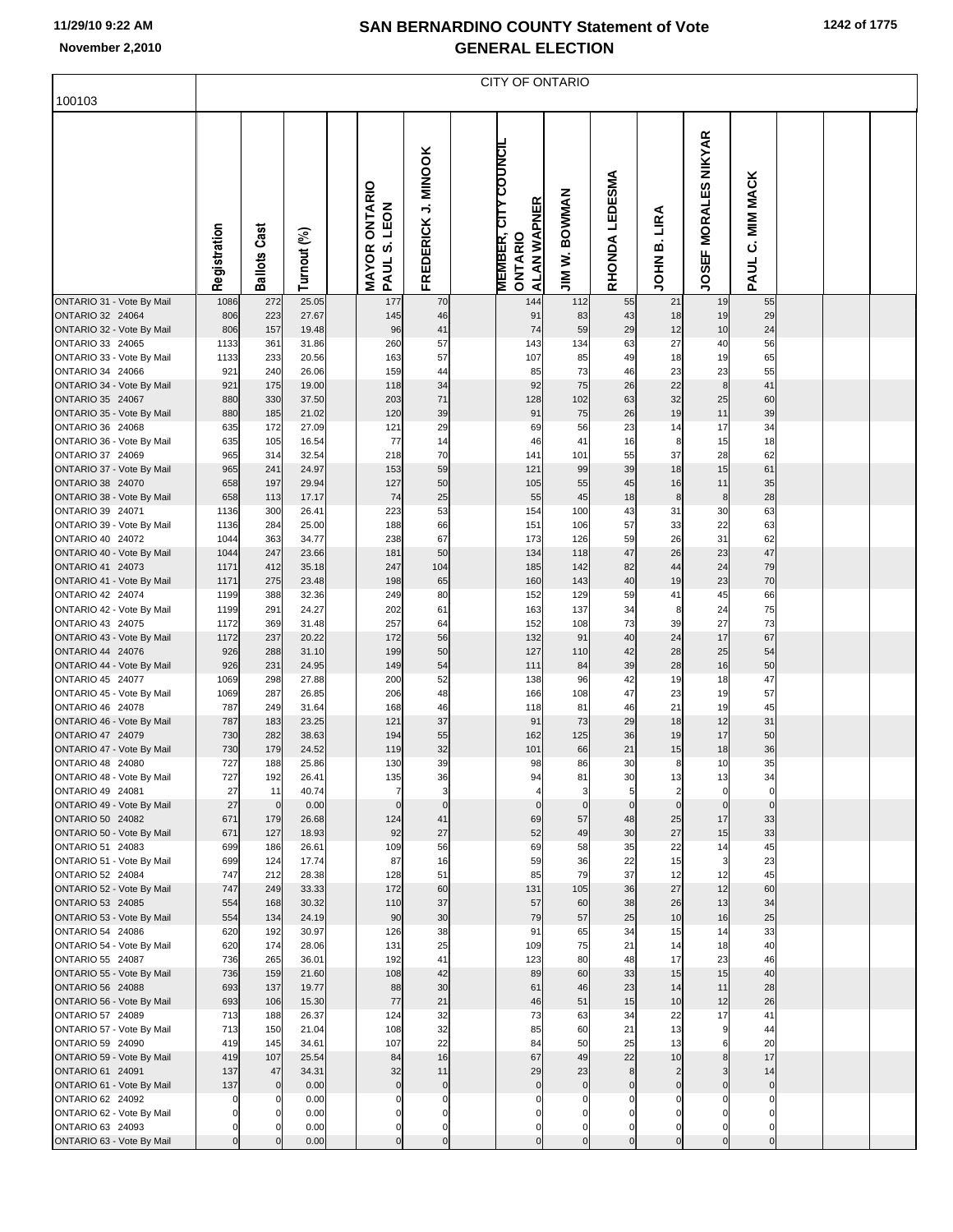# SAN BERNARDINO COUNTY Statement of Vote
# GENERAL ELECTION

11/29/10 9:22 AM
November 2,2010

100103

CITY OF ONTARIO

| | Registration | Ballots Cast | Turnout (%) | | MAYOR ONTARIO PAUL S. LEON | FREDERICK J. MINOOK | | MEMBER, CITY COUNCIL ONTARIO ALAN WAPNER | JIM W. BOWMAN | RHONDA LEDESMA | JOHN B. LIRA | JOSEF MORALES NIKYAR | PAUL C. MIM MACK | | | |
|---|---|---|---|---|---|---|---|---|---|---|---|---|---|---|---|---|
| ONTARIO 31 - Vote By Mail | 1086 | 272 | 25.05 | | 177 | 70 | | 144 | 112 | 55 | 21 | 19 | 55 | | | |
| ONTARIO 32 24064 | 806 | 223 | 27.67 | | 145 | 46 | | 91 | 83 | 43 | 18 | 19 | 29 | | | |
| ONTARIO 32 - Vote By Mail | 806 | 157 | 19.48 | | 96 | 41 | | 74 | 59 | 29 | 12 | 10 | 24 | | | |
| ONTARIO 33 24065 | 1133 | 361 | 31.86 | | 260 | 57 | | 143 | 134 | 63 | 27 | 40 | 56 | | | |
| ONTARIO 33 - Vote By Mail | 1133 | 233 | 20.56 | | 163 | 57 | | 107 | 85 | 49 | 18 | 19 | 65 | | | |
| ONTARIO 34 24066 | 921 | 240 | 26.06 | | 159 | 44 | | 85 | 73 | 46 | 23 | 23 | 55 | | | |
| ONTARIO 34 - Vote By Mail | 921 | 175 | 19.00 | | 118 | 34 | | 92 | 75 | 26 | 22 | 8 | 41 | | | |
| ONTARIO 35 24067 | 880 | 330 | 37.50 | | 203 | 71 | | 128 | 102 | 63 | 32 | 25 | 60 | | | |
| ONTARIO 35 - Vote By Mail | 880 | 185 | 21.02 | | 120 | 39 | | 91 | 75 | 26 | 19 | 11 | 39 | | | |
| ONTARIO 36 24068 | 635 | 172 | 27.09 | | 121 | 29 | | 69 | 56 | 23 | 14 | 17 | 34 | | | |
| ONTARIO 36 - Vote By Mail | 635 | 105 | 16.54 | | 77 | 14 | | 46 | 41 | 16 | 8 | 15 | 18 | | | |
| ONTARIO 37 24069 | 965 | 314 | 32.54 | | 218 | 70 | | 141 | 101 | 55 | 37 | 28 | 62 | | | |
| ONTARIO 37 - Vote By Mail | 965 | 241 | 24.97 | | 153 | 59 | | 121 | 99 | 39 | 18 | 15 | 61 | | | |
| ONTARIO 38 24070 | 658 | 197 | 29.94 | | 127 | 50 | | 105 | 55 | 45 | 16 | 11 | 35 | | | |
| ONTARIO 38 - Vote By Mail | 658 | 113 | 17.17 | | 74 | 25 | | 55 | 45 | 18 | 8 | 8 | 28 | | | |
| ONTARIO 39 24071 | 1136 | 300 | 26.41 | | 223 | 53 | | 154 | 100 | 43 | 31 | 30 | 63 | | | |
| ONTARIO 39 - Vote By Mail | 1136 | 284 | 25.00 | | 188 | 66 | | 151 | 106 | 57 | 33 | 22 | 63 | | | |
| ONTARIO 40 24072 | 1044 | 363 | 34.77 | | 238 | 67 | | 173 | 126 | 59 | 26 | 31 | 62 | | | |
| ONTARIO 40 - Vote By Mail | 1044 | 247 | 23.66 | | 181 | 50 | | 134 | 118 | 47 | 26 | 23 | 47 | | | |
| ONTARIO 41 24073 | 1171 | 412 | 35.18 | | 247 | 104 | | 185 | 142 | 82 | 44 | 24 | 79 | | | |
| ONTARIO 41 - Vote By Mail | 1171 | 275 | 23.48 | | 198 | 65 | | 160 | 143 | 40 | 19 | 23 | 70 | | | |
| ONTARIO 42 24074 | 1199 | 388 | 32.36 | | 249 | 80 | | 152 | 129 | 59 | 41 | 45 | 66 | | | |
| ONTARIO 42 - Vote By Mail | 1199 | 291 | 24.27 | | 202 | 61 | | 163 | 137 | 34 | 8 | 24 | 75 | | | |
| ONTARIO 43 24075 | 1172 | 369 | 31.48 | | 257 | 64 | | 152 | 108 | 73 | 39 | 27 | 73 | | | |
| ONTARIO 43 - Vote By Mail | 1172 | 237 | 20.22 | | 172 | 56 | | 132 | 91 | 40 | 24 | 17 | 67 | | | |
| ONTARIO 44 24076 | 926 | 288 | 31.10 | | 199 | 50 | | 127 | 110 | 42 | 28 | 25 | 54 | | | |
| ONTARIO 44 - Vote By Mail | 926 | 231 | 24.95 | | 149 | 54 | | 111 | 84 | 39 | 28 | 16 | 50 | | | |
| ONTARIO 45 24077 | 1069 | 298 | 27.88 | | 200 | 52 | | 138 | 96 | 42 | 19 | 18 | 47 | | | |
| ONTARIO 45 - Vote By Mail | 1069 | 287 | 26.85 | | 206 | 48 | | 166 | 108 | 47 | 23 | 19 | 57 | | | |
| ONTARIO 46 24078 | 787 | 249 | 31.64 | | 168 | 46 | | 118 | 81 | 46 | 21 | 19 | 45 | | | |
| ONTARIO 46 - Vote By Mail | 787 | 183 | 23.25 | | 121 | 37 | | 91 | 73 | 29 | 18 | 12 | 31 | | | |
| ONTARIO 47 24079 | 730 | 282 | 38.63 | | 194 | 55 | | 162 | 125 | 36 | 19 | 17 | 50 | | | |
| ONTARIO 47 - Vote By Mail | 730 | 179 | 24.52 | | 119 | 32 | | 101 | 66 | 21 | 15 | 18 | 36 | | | |
| ONTARIO 48 24080 | 727 | 188 | 25.86 | | 130 | 39 | | 98 | 86 | 30 | 8 | 10 | 35 | | | |
| ONTARIO 48 - Vote By Mail | 727 | 192 | 26.41 | | 135 | 36 | | 94 | 81 | 30 | 13 | 13 | 34 | | | |
| ONTARIO 49 24081 | 27 | 11 | 40.74 | | 7 | 3 | | 4 | 3 | 5 | 2 | 0 | 0 | | | |
| ONTARIO 49 - Vote By Mail | 27 | 0 | 0.00 | | 0 | 0 | | 0 | 0 | 0 | 0 | 0 | 0 | | | |
| ONTARIO 50 24082 | 671 | 179 | 26.68 | | 124 | 41 | | 69 | 57 | 48 | 25 | 17 | 33 | | | |
| ONTARIO 50 - Vote By Mail | 671 | 127 | 18.93 | | 92 | 27 | | 52 | 49 | 30 | 27 | 15 | 33 | | | |
| ONTARIO 51 24083 | 699 | 186 | 26.61 | | 109 | 56 | | 69 | 58 | 35 | 22 | 14 | 45 | | | |
| ONTARIO 51 - Vote By Mail | 699 | 124 | 17.74 | | 87 | 16 | | 59 | 36 | 22 | 15 | 3 | 23 | | | |
| ONTARIO 52 24084 | 747 | 212 | 28.38 | | 128 | 51 | | 85 | 79 | 37 | 12 | 12 | 45 | | | |
| ONTARIO 52 - Vote By Mail | 747 | 249 | 33.33 | | 172 | 60 | | 131 | 105 | 36 | 27 | 12 | 60 | | | |
| ONTARIO 53 24085 | 554 | 168 | 30.32 | | 110 | 37 | | 57 | 60 | 38 | 26 | 13 | 34 | | | |
| ONTARIO 53 - Vote By Mail | 554 | 134 | 24.19 | | 90 | 30 | | 79 | 57 | 25 | 10 | 16 | 25 | | | |
| ONTARIO 54 24086 | 620 | 192 | 30.97 | | 126 | 38 | | 91 | 65 | 34 | 15 | 14 | 33 | | | |
| ONTARIO 54 - Vote By Mail | 620 | 174 | 28.06 | | 131 | 25 | | 109 | 75 | 21 | 14 | 18 | 40 | | | |
| ONTARIO 55 24087 | 736 | 265 | 36.01 | | 192 | 41 | | 123 | 80 | 48 | 17 | 23 | 46 | | | |
| ONTARIO 55 - Vote By Mail | 736 | 159 | 21.60 | | 108 | 42 | | 89 | 60 | 33 | 15 | 15 | 40 | | | |
| ONTARIO 56 24088 | 693 | 137 | 19.77 | | 88 | 30 | | 61 | 46 | 23 | 14 | 11 | 28 | | | |
| ONTARIO 56 - Vote By Mail | 693 | 106 | 15.30 | | 77 | 21 | | 46 | 51 | 15 | 10 | 12 | 26 | | | |
| ONTARIO 57 24089 | 713 | 188 | 26.37 | | 124 | 32 | | 73 | 63 | 34 | 22 | 17 | 41 | | | |
| ONTARIO 57 - Vote By Mail | 713 | 150 | 21.04 | | 108 | 32 | | 85 | 60 | 21 | 13 | 9 | 44 | | | |
| ONTARIO 59 24090 | 419 | 145 | 34.61 | | 107 | 22 | | 84 | 50 | 25 | 13 | 6 | 20 | | | |
| ONTARIO 59 - Vote By Mail | 419 | 107 | 25.54 | | 84 | 16 | | 67 | 49 | 22 | 10 | 8 | 17 | | | |
| ONTARIO 61 24091 | 137 | 47 | 34.31 | | 32 | 11 | | 29 | 23 | 8 | 2 | 3 | 14 | | | |
| ONTARIO 61 - Vote By Mail | 137 | 0 | 0.00 | | 0 | 0 | | 0 | 0 | 0 | 0 | 0 | 0 | | | |
| ONTARIO 62 24092 | 0 | 0 | 0.00 | | 0 | 0 | | 0 | 0 | 0 | 0 | 0 | 0 | | | |
| ONTARIO 62 - Vote By Mail | 0 | 0 | 0.00 | | 0 | 0 | | 0 | 0 | 0 | 0 | 0 | 0 | | | |
| ONTARIO 63 24093 | 0 | 0 | 0.00 | | 0 | 0 | | 0 | 0 | 0 | 0 | 0 | 0 | | | |
| ONTARIO 63 - Vote By Mail | 0 | 0 | 0.00 | | 0 | 0 | | 0 | 0 | 0 | 0 | 0 | 0 | | | |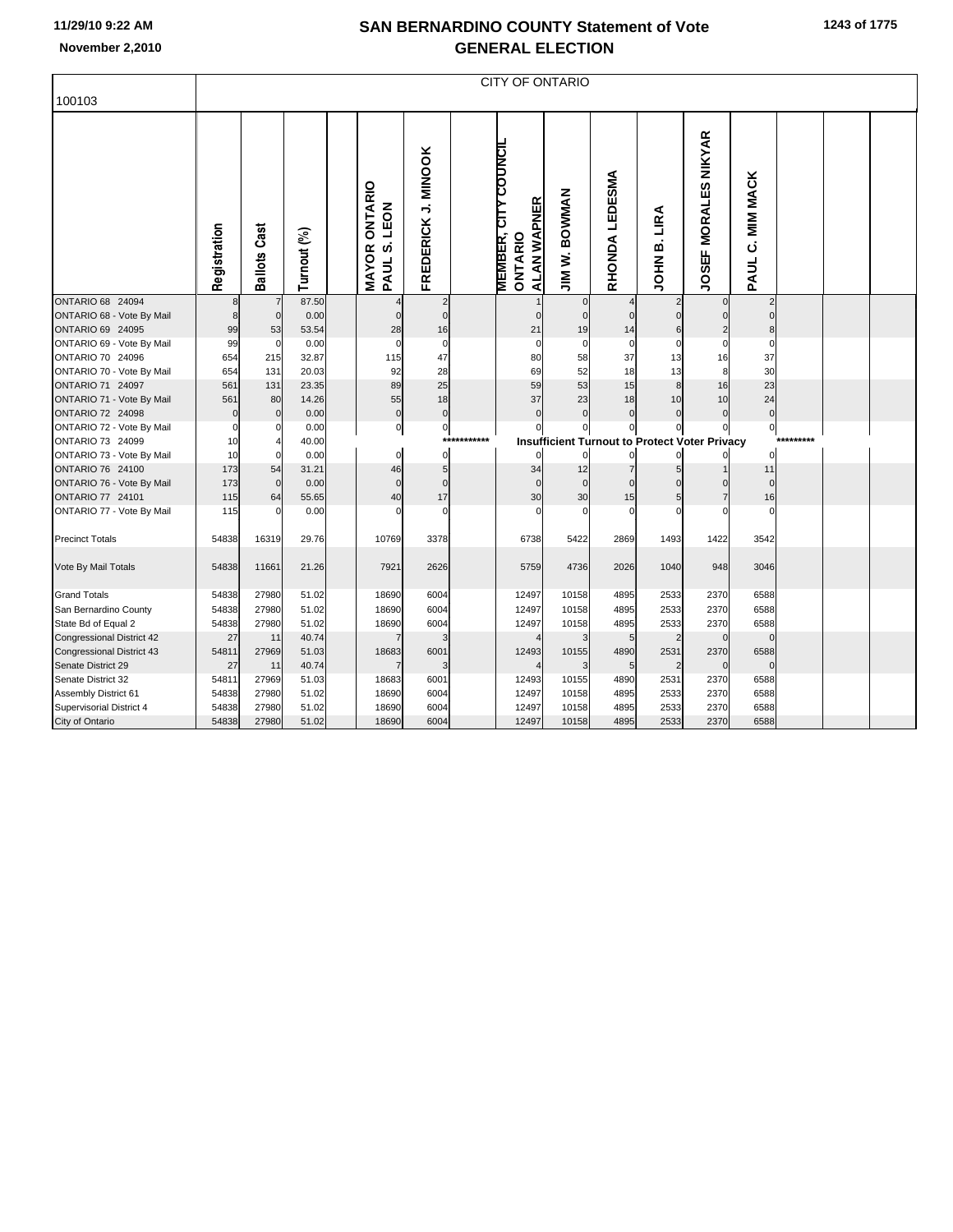# SAN BERNARDINO COUNTY Statement of Vote
## GENERAL ELECTION

November 2,2010

100103

CITY OF ONTARIO

| | Registration | Ballots Cast | Turnout (%) | | MAYOR ONTARIO PAUL S. LEON | FREDERICK J. MINOOK | | MEMBER, CITY COUNCIL ONTARIO ALAN WAPNER | JIM W. BOWMAN | RHONDA LEDESMA | JOHN B. LIRA | JOSEF MORALES NIKYAR | PAUL C. MIM MACK | | | |
|---|---|---|---|---|---|---|---|---|---|---|---|---|---|---|---|---|
| ONTARIO 68 24094 | 8 | 7 | 87.50 | | 4 | 2 | | 1 | 0 | 4 | 2 | 0 | 2 | | | |
| ONTARIO 68 - Vote By Mail | 8 | 0 | 0.00 | | 0 | 0 | | 0 | 0 | 0 | 0 | 0 | 0 | | | |
| ONTARIO 69 24095 | 99 | 53 | 53.54 | | 28 | 16 | | 21 | 19 | 14 | 6 | 2 | 8 | | | |
| ONTARIO 69 - Vote By Mail | 99 | 0 | 0.00 | | 0 | 0 | | 0 | 0 | 0 | 0 | 0 | 0 | | | |
| ONTARIO 70 24096 | 654 | 215 | 32.87 | | 115 | 47 | | 80 | 58 | 37 | 13 | 16 | 37 | | | |
| ONTARIO 70 - Vote By Mail | 654 | 131 | 20.03 | | 92 | 28 | | 69 | 52 | 18 | 13 | 8 | 30 | | | |
| ONTARIO 71 24097 | 561 | 131 | 23.35 | | 89 | 25 | | 59 | 53 | 15 | 8 | 16 | 23 | | | |
| ONTARIO 71 - Vote By Mail | 561 | 80 | 14.26 | | 55 | 18 | | 37 | 23 | 18 | 10 | 10 | 24 | | | |
| ONTARIO 72 24098 | 0 | 0 | 0.00 | | 0 | 0 | | 0 | 0 | 0 | 0 | 0 | 0 | | | |
| ONTARIO 72 - Vote By Mail | 0 | 0 | 0.00 | | 0 | 0 | | 0 | 0 | 0 | 0 | 0 | 0 | | | |
| ONTARIO 73 24099 | 10 | 4 | 40.00 | | | | *********** | Insufficient Turnout to Protect Voter Privacy | | | | | | ********* | | |
| ONTARIO 73 - Vote By Mail | 10 | 0 | 0.00 | | 0 | 0 | | 0 | 0 | 0 | 0 | 0 | 0 | | | |
| ONTARIO 76 24100 | 173 | 54 | 31.21 | | 46 | 5 | | 34 | 12 | 7 | 5 | 1 | 11 | | | |
| ONTARIO 76 - Vote By Mail | 173 | 0 | 0.00 | | 0 | 0 | | 0 | 0 | 0 | 0 | 0 | 0 | | | |
| ONTARIO 77 24101 | 115 | 64 | 55.65 | | 40 | 17 | | 30 | 30 | 15 | 5 | 7 | 16 | | | |
| ONTARIO 77 - Vote By Mail | 115 | 0 | 0.00 | | 0 | 0 | | 0 | 0 | 0 | 0 | 0 | 0 | | | |
| Precinct Totals | 54838 | 16319 | 29.76 | | 10769 | 3378 | | 6738 | 5422 | 2869 | 1493 | 1422 | 3542 | | | |
| Vote By Mail Totals | 54838 | 11661 | 21.26 | | 7921 | 2626 | | 5759 | 4736 | 2026 | 1040 | 948 | 3046 | | | |
| Grand Totals | 54838 | 27980 | 51.02 | | 18690 | 6004 | | 12497 | 10158 | 4895 | 2533 | 2370 | 6588 | | | |
| San Bernardino County | 54838 | 27980 | 51.02 | | 18690 | 6004 | | 12497 | 10158 | 4895 | 2533 | 2370 | 6588 | | | |
| State Bd of Equal 2 | 54838 | 27980 | 51.02 | | 18690 | 6004 | | 12497 | 10158 | 4895 | 2533 | 2370 | 6588 | | | |
| Congressional District 42 | 27 | 11 | 40.74 | | 7 | 3 | | 4 | 3 | 5 | 2 | 0 | 0 | | | |
| Congressional District 43 | 54811 | 27969 | 51.03 | | 18683 | 6001 | | 12493 | 10155 | 4890 | 2531 | 2370 | 6588 | | | |
| Senate District 29 | 27 | 11 | 40.74 | | 7 | 3 | | 4 | 3 | 5 | 2 | 0 | 0 | | | |
| Senate District 32 | 54811 | 27969 | 51.03 | | 18683 | 6001 | | 12493 | 10155 | 4890 | 2531 | 2370 | 6588 | | | |
| Assembly District 61 | 54838 | 27980 | 51.02 | | 18690 | 6004 | | 12497 | 10158 | 4895 | 2533 | 2370 | 6588 | | | |
| Supervisorial District 4 | 54838 | 27980 | 51.02 | | 18690 | 6004 | | 12497 | 10158 | 4895 | 2533 | 2370 | 6588 | | | |
| City of Ontario | 54838 | 27980 | 51.02 | | 18690 | 6004 | | 12497 | 10158 | 4895 | 2533 | 2370 | 6588 | | | |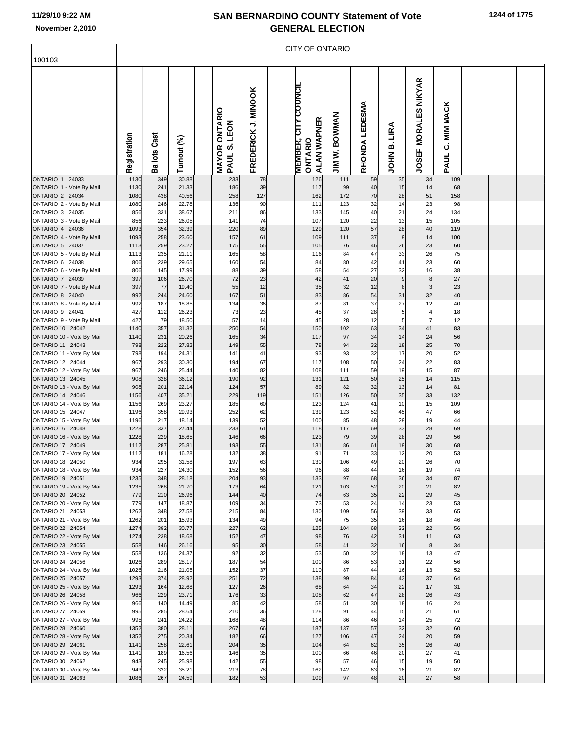# SAN BERNARDINO COUNTY Statement of Vote
## GENERAL ELECTION

11/29/10 9:22 AM
November 2,2010

100103

CITY OF ONTARIO

| | Registration | Ballots Cast | Turnout (%) | | MAYOR ONTARIO PAUL S. LEON | FREDERICK J. MINOOK | | MEMBER, CITY COUNCIL ONTARIO ALAN WAPNER | JIM W. BOWMAN | RHONDA LEDESMA | JOHN B. LIRA | JOSEF MORALES NIKYAR | PAUL C. MIM MACK | | | |
|---|---|---|---|---|---|---|---|---|---|---|---|---|---|---|---|---|
| ONTARIO 1 24033 | 1130 | 349 | 30.88 | | 233 | 78 | | 126 | 111 | 59 | 35 | 34 | 109 | | | |
| ONTARIO 1 - Vote By Mail | 1130 | 241 | 21.33 | | 186 | 39 | | 117 | 99 | 40 | 15 | 14 | 68 | | | |
| ONTARIO 2 24034 | 1080 | 438 | 40.56 | | 258 | 127 | | 162 | 172 | 70 | 28 | 51 | 158 | | | |
| ONTARIO 2 - Vote By Mail | 1080 | 246 | 22.78 | | 136 | 90 | | 111 | 123 | 32 | 14 | 23 | 98 | | | |
| ONTARIO 3 24035 | 856 | 331 | 38.67 | | 211 | 86 | | 133 | 145 | 40 | 21 | 24 | 134 | | | |
| ONTARIO 3 - Vote By Mail | 856 | 223 | 26.05 | | 141 | 74 | | 107 | 120 | 22 | 13 | 15 | 105 | | | |
| ONTARIO 4 24036 | 1093 | 354 | 32.39 | | 220 | 89 | | 129 | 120 | 57 | 28 | 40 | 119 | | | |
| ONTARIO 4 - Vote By Mail | 1093 | 258 | 23.60 | | 157 | 61 | | 109 | 111 | 37 | 9 | 14 | 100 | | | |
| ONTARIO 5 24037 | 1113 | 259 | 23.27 | | 175 | 55 | | 105 | 76 | 46 | 26 | 23 | 60 | | | |
| ONTARIO 5 - Vote By Mail | 1113 | 235 | 21.11 | | 165 | 58 | | 116 | 84 | 47 | 33 | 26 | 75 | | | |
| ONTARIO 6 24038 | 806 | 239 | 29.65 | | 160 | 54 | | 84 | 80 | 42 | 41 | 23 | 60 | | | |
| ONTARIO 6 - Vote By Mail | 806 | 145 | 17.99 | | 88 | 39 | | 58 | 54 | 27 | 32 | 16 | 38 | | | |
| ONTARIO 7 24039 | 397 | 106 | 26.70 | | 72 | 23 | | 42 | 41 | 20 | 9 | 8 | 27 | | | |
| ONTARIO 7 - Vote By Mail | 397 | 77 | 19.40 | | 55 | 12 | | 35 | 32 | 12 | 8 | 3 | 23 | | | |
| ONTARIO 8 24040 | 992 | 244 | 24.60 | | 167 | 51 | | 83 | 86 | 54 | 31 | 32 | 40 | | | |
| ONTARIO 8 - Vote By Mail | 992 | 187 | 18.85 | | 134 | 36 | | 87 | 81 | 37 | 27 | 12 | 40 | | | |
| ONTARIO 9 24041 | 427 | 112 | 26.23 | | 73 | 23 | | 45 | 37 | 28 | 5 | 4 | 18 | | | |
| ONTARIO 9 - Vote By Mail | 427 | 79 | 18.50 | | 57 | 14 | | 45 | 28 | 12 | 5 | 7 | 12 | | | |
| ONTARIO 10 24042 | 1140 | 357 | 31.32 | | 250 | 54 | | 150 | 102 | 63 | 34 | 41 | 83 | | | |
| ONTARIO 10 - Vote By Mail | 1140 | 231 | 20.26 | | 165 | 34 | | 117 | 97 | 34 | 14 | 24 | 56 | | | |
| ONTARIO 11 24043 | 798 | 222 | 27.82 | | 149 | 55 | | 78 | 94 | 32 | 18 | 25 | 70 | | | |
| ONTARIO 11 - Vote By Mail | 798 | 194 | 24.31 | | 141 | 41 | | 93 | 93 | 32 | 17 | 20 | 52 | | | |
| ONTARIO 12 24044 | 967 | 293 | 30.30 | | 194 | 67 | | 117 | 108 | 50 | 24 | 22 | 83 | | | |
| ONTARIO 12 - Vote By Mail | 967 | 246 | 25.44 | | 140 | 82 | | 108 | 111 | 59 | 19 | 15 | 87 | | | |
| ONTARIO 13 24045 | 908 | 328 | 36.12 | | 190 | 92 | | 131 | 121 | 50 | 25 | 14 | 115 | | | |
| ONTARIO 13 - Vote By Mail | 908 | 201 | 22.14 | | 124 | 57 | | 89 | 82 | 32 | 13 | 14 | 81 | | | |
| ONTARIO 14 24046 | 1156 | 407 | 35.21 | | 229 | 119 | | 151 | 126 | 50 | 35 | 33 | 132 | | | |
| ONTARIO 14 - Vote By Mail | 1156 | 269 | 23.27 | | 185 | 60 | | 123 | 124 | 41 | 10 | 15 | 109 | | | |
| ONTARIO 15 24047 | 1196 | 358 | 29.93 | | 252 | 62 | | 139 | 123 | 52 | 45 | 47 | 66 | | | |
| ONTARIO 15 - Vote By Mail | 1196 | 217 | 18.14 | | 139 | 52 | | 100 | 85 | 48 | 29 | 19 | 44 | | | |
| ONTARIO 16 24048 | 1228 | 337 | 27.44 | | 233 | 61 | | 118 | 117 | 69 | 33 | 28 | 69 | | | |
| ONTARIO 16 - Vote By Mail | 1228 | 229 | 18.65 | | 146 | 66 | | 123 | 79 | 39 | 28 | 29 | 56 | | | |
| ONTARIO 17 24049 | 1112 | 287 | 25.81 | | 193 | 55 | | 131 | 86 | 61 | 19 | 30 | 68 | | | |
| ONTARIO 17 - Vote By Mail | 1112 | 181 | 16.28 | | 132 | 38 | | 91 | 71 | 33 | 12 | 20 | 53 | | | |
| ONTARIO 18 24050 | 934 | 295 | 31.58 | | 197 | 63 | | 130 | 106 | 49 | 20 | 26 | 70 | | | |
| ONTARIO 18 - Vote By Mail | 934 | 227 | 24.30 | | 152 | 56 | | 96 | 88 | 44 | 16 | 19 | 74 | | | |
| ONTARIO 19 24051 | 1235 | 348 | 28.18 | | 204 | 93 | | 133 | 97 | 68 | 36 | 34 | 87 | | | |
| ONTARIO 19 - Vote By Mail | 1235 | 268 | 21.70 | | 173 | 64 | | 121 | 103 | 52 | 20 | 21 | 82 | | | |
| ONTARIO 20 24052 | 779 | 210 | 26.96 | | 144 | 40 | | 74 | 63 | 35 | 22 | 29 | 45 | | | |
| ONTARIO 20 - Vote By Mail | 779 | 147 | 18.87 | | 109 | 34 | | 73 | 53 | 24 | 14 | 23 | 53 | | | |
| ONTARIO 21 24053 | 1262 | 348 | 27.58 | | 215 | 84 | | 130 | 109 | 56 | 39 | 33 | 65 | | | |
| ONTARIO 21 - Vote By Mail | 1262 | 201 | 15.93 | | 134 | 49 | | 94 | 75 | 35 | 16 | 18 | 46 | | | |
| ONTARIO 22 24054 | 1274 | 392 | 30.77 | | 227 | 62 | | 125 | 104 | 68 | 32 | 22 | 56 | | | |
| ONTARIO 22 - Vote By Mail | 1274 | 238 | 18.68 | | 152 | 47 | | 98 | 76 | 42 | 31 | 11 | 63 | | | |
| ONTARIO 23 24055 | 558 | 146 | 26.16 | | 95 | 30 | | 58 | 41 | 32 | 16 | 8 | 34 | | | |
| ONTARIO 23 - Vote By Mail | 558 | 136 | 24.37 | | 92 | 32 | | 53 | 50 | 32 | 18 | 13 | 47 | | | |
| ONTARIO 24 24056 | 1026 | 289 | 28.17 | | 187 | 54 | | 100 | 86 | 53 | 31 | 22 | 56 | | | |
| ONTARIO 24 - Vote By Mail | 1026 | 216 | 21.05 | | 152 | 37 | | 110 | 87 | 44 | 16 | 13 | 52 | | | |
| ONTARIO 25 24057 | 1293 | 374 | 28.92 | | 251 | 72 | | 138 | 99 | 84 | 43 | 37 | 64 | | | |
| ONTARIO 25 - Vote By Mail | 1293 | 164 | 12.68 | | 127 | 26 | | 68 | 64 | 34 | 22 | 17 | 31 | | | |
| ONTARIO 26 24058 | 966 | 229 | 23.71 | | 176 | 33 | | 108 | 62 | 47 | 28 | 26 | 43 | | | |
| ONTARIO 26 - Vote By Mail | 966 | 140 | 14.49 | | 85 | 42 | | 58 | 51 | 30 | 18 | 16 | 24 | | | |
| ONTARIO 27 24059 | 995 | 285 | 28.64 | | 210 | 36 | | 128 | 91 | 44 | 15 | 21 | 61 | | | |
| ONTARIO 27 - Vote By Mail | 995 | 241 | 24.22 | | 168 | 48 | | 114 | 86 | 46 | 14 | 25 | 72 | | | |
| ONTARIO 28 24060 | 1352 | 380 | 28.11 | | 267 | 66 | | 187 | 137 | 57 | 32 | 32 | 60 | | | |
| ONTARIO 28 - Vote By Mail | 1352 | 275 | 20.34 | | 182 | 66 | | 127 | 106 | 47 | 24 | 20 | 59 | | | |
| ONTARIO 29 24061 | 1141 | 258 | 22.61 | | 204 | 35 | | 104 | 64 | 62 | 35 | 26 | 40 | | | |
| ONTARIO 29 - Vote By Mail | 1141 | 189 | 16.56 | | 146 | 35 | | 100 | 66 | 46 | 20 | 27 | 41 | | | |
| ONTARIO 30 24062 | 943 | 245 | 25.98 | | 142 | 55 | | 98 | 57 | 46 | 15 | 19 | 50 | | | |
| ONTARIO 30 - Vote By Mail | 943 | 332 | 35.21 | | 213 | 78 | | 162 | 142 | 63 | 16 | 21 | 82 | | | |
| ONTARIO 31 24063 | 1086 | 267 | 24.59 | | 182 | 53 | | 109 | 97 | 48 | 20 | 27 | 58 | | | |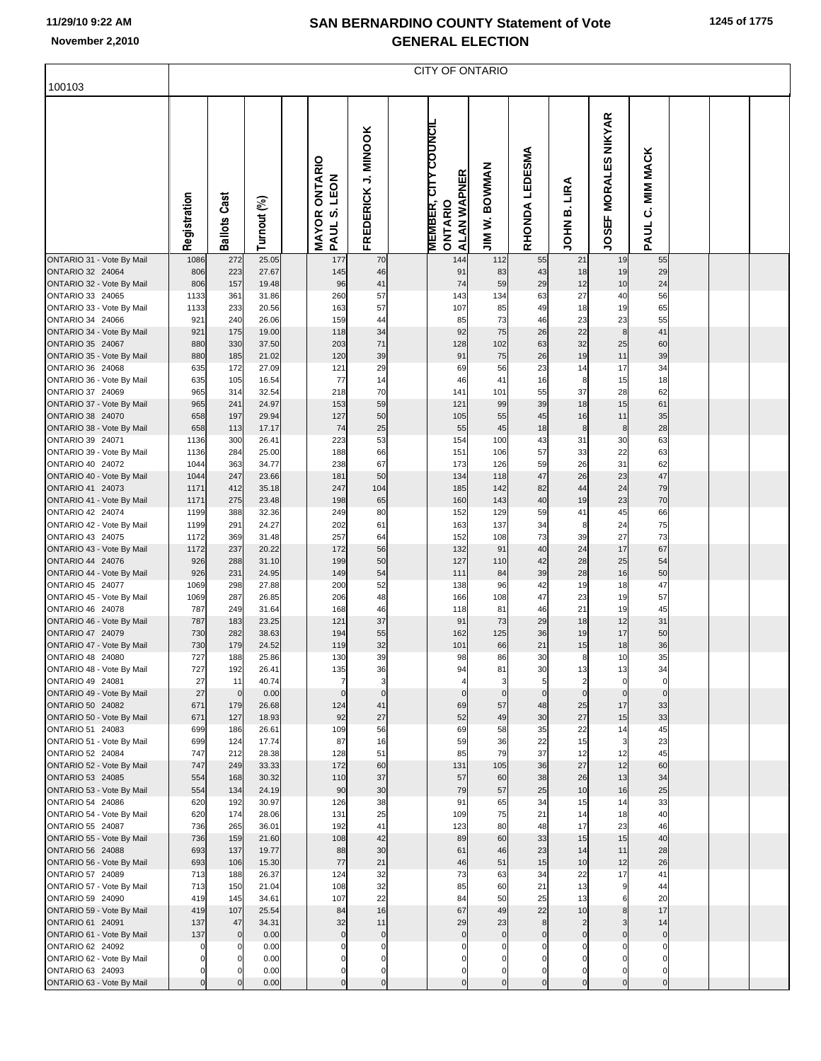# SAN BERNARDINO COUNTY Statement of Vote
## GENERAL ELECTION

November 2,2010

100103

CITY OF ONTARIO

| | Registration | Ballots Cast | Turnout (%) | MAYOR ONTARIO PAUL S. LEON | FREDERICK J. MINOOK | MEMBER, CITY COUNCIL ONTARIO ALAN WAPNER | JIM W. BOWMAN | RHONDA LEDESMA | JOHN B. LIRA | JOSEF MORALES NIKYAR | PAUL C. MIM MACK |
|---|---|---|---|---|---|---|---|---|---|---|---|
| ONTARIO 31 - Vote By Mail | 1086 | 272 | 25.05 | 177 | 70 | 144 | 112 | 55 | 21 | 19 | 55 |
| ONTARIO 32 24064 | 806 | 223 | 27.67 | 145 | 46 | 91 | 83 | 43 | 18 | 19 | 29 |
| ONTARIO 32 - Vote By Mail | 806 | 157 | 19.48 | 96 | 41 | 74 | 59 | 29 | 12 | 10 | 24 |
| ONTARIO 33 24065 | 1133 | 361 | 31.86 | 260 | 57 | 143 | 134 | 63 | 27 | 40 | 56 |
| ONTARIO 33 - Vote By Mail | 1133 | 233 | 20.56 | 163 | 57 | 107 | 85 | 49 | 18 | 19 | 65 |
| ONTARIO 34 24066 | 921 | 240 | 26.06 | 159 | 44 | 85 | 73 | 46 | 23 | 23 | 55 |
| ONTARIO 34 - Vote By Mail | 921 | 175 | 19.00 | 118 | 34 | 92 | 75 | 26 | 22 | 8 | 41 |
| ONTARIO 35 24067 | 880 | 330 | 37.50 | 203 | 71 | 128 | 102 | 63 | 32 | 25 | 60 |
| ONTARIO 35 - Vote By Mail | 880 | 185 | 21.02 | 120 | 39 | 91 | 75 | 26 | 19 | 11 | 39 |
| ONTARIO 36 24068 | 635 | 172 | 27.09 | 121 | 29 | 69 | 56 | 23 | 14 | 17 | 34 |
| ONTARIO 36 - Vote By Mail | 635 | 105 | 16.54 | 77 | 14 | 46 | 41 | 16 | 8 | 15 | 18 |
| ONTARIO 37 24069 | 965 | 314 | 32.54 | 218 | 70 | 141 | 101 | 55 | 37 | 28 | 62 |
| ONTARIO 37 - Vote By Mail | 965 | 241 | 24.97 | 153 | 59 | 121 | 99 | 39 | 18 | 15 | 61 |
| ONTARIO 38 24070 | 658 | 197 | 29.94 | 127 | 50 | 105 | 55 | 45 | 16 | 11 | 35 |
| ONTARIO 38 - Vote By Mail | 658 | 113 | 17.17 | 74 | 25 | 55 | 45 | 18 | 8 | 8 | 28 |
| ONTARIO 39 24071 | 1136 | 300 | 26.41 | 223 | 53 | 154 | 100 | 43 | 31 | 30 | 63 |
| ONTARIO 39 - Vote By Mail | 1136 | 284 | 25.00 | 188 | 66 | 151 | 106 | 57 | 33 | 22 | 63 |
| ONTARIO 40 24072 | 1044 | 363 | 34.77 | 238 | 67 | 173 | 126 | 59 | 26 | 31 | 62 |
| ONTARIO 40 - Vote By Mail | 1044 | 247 | 23.66 | 181 | 50 | 134 | 118 | 47 | 26 | 23 | 47 |
| ONTARIO 41 24073 | 1171 | 412 | 35.18 | 247 | 104 | 185 | 142 | 82 | 44 | 24 | 79 |
| ONTARIO 41 - Vote By Mail | 1171 | 275 | 23.48 | 198 | 65 | 160 | 143 | 40 | 19 | 23 | 70 |
| ONTARIO 42 24074 | 1199 | 388 | 32.36 | 249 | 80 | 152 | 129 | 59 | 41 | 45 | 66 |
| ONTARIO 42 - Vote By Mail | 1199 | 291 | 24.27 | 202 | 61 | 163 | 137 | 34 | 8 | 24 | 75 |
| ONTARIO 43 24075 | 1172 | 369 | 31.48 | 257 | 64 | 152 | 108 | 73 | 39 | 27 | 73 |
| ONTARIO 43 - Vote By Mail | 1172 | 237 | 20.22 | 172 | 56 | 132 | 91 | 40 | 24 | 17 | 67 |
| ONTARIO 44 24076 | 926 | 288 | 31.10 | 199 | 50 | 127 | 110 | 42 | 28 | 25 | 54 |
| ONTARIO 44 - Vote By Mail | 926 | 231 | 24.95 | 149 | 54 | 111 | 84 | 39 | 28 | 16 | 50 |
| ONTARIO 45 24077 | 1069 | 298 | 27.88 | 200 | 52 | 138 | 96 | 42 | 19 | 18 | 47 |
| ONTARIO 45 - Vote By Mail | 1069 | 287 | 26.85 | 206 | 48 | 166 | 108 | 47 | 23 | 19 | 57 |
| ONTARIO 46 24078 | 787 | 249 | 31.64 | 168 | 46 | 118 | 81 | 46 | 21 | 19 | 45 |
| ONTARIO 46 - Vote By Mail | 787 | 183 | 23.25 | 121 | 37 | 91 | 73 | 29 | 18 | 12 | 31 |
| ONTARIO 47 24079 | 730 | 282 | 38.63 | 194 | 55 | 162 | 125 | 36 | 19 | 17 | 50 |
| ONTARIO 47 - Vote By Mail | 730 | 179 | 24.52 | 119 | 32 | 101 | 66 | 21 | 15 | 18 | 36 |
| ONTARIO 48 24080 | 727 | 188 | 25.86 | 130 | 39 | 98 | 86 | 30 | 8 | 10 | 35 |
| ONTARIO 48 - Vote By Mail | 727 | 192 | 26.41 | 135 | 36 | 94 | 81 | 30 | 13 | 13 | 34 |
| ONTARIO 49 24081 | 27 | 11 | 40.74 | 7 | 3 | 4 | 3 | 5 | 2 | 0 | 0 |
| ONTARIO 49 - Vote By Mail | 27 | 0 | 0.00 | 0 | 0 | 0 | 0 | 0 | 0 | 0 | 0 |
| ONTARIO 50 24082 | 671 | 179 | 26.68 | 124 | 41 | 69 | 57 | 48 | 25 | 17 | 33 |
| ONTARIO 50 - Vote By Mail | 671 | 127 | 18.93 | 92 | 27 | 52 | 49 | 30 | 27 | 15 | 33 |
| ONTARIO 51 24083 | 699 | 186 | 26.61 | 109 | 56 | 69 | 58 | 35 | 22 | 14 | 45 |
| ONTARIO 51 - Vote By Mail | 699 | 124 | 17.74 | 87 | 16 | 59 | 36 | 22 | 15 | 3 | 23 |
| ONTARIO 52 24084 | 747 | 212 | 28.38 | 128 | 51 | 85 | 79 | 37 | 12 | 12 | 45 |
| ONTARIO 52 - Vote By Mail | 747 | 249 | 33.33 | 172 | 60 | 131 | 105 | 36 | 27 | 12 | 60 |
| ONTARIO 53 24085 | 554 | 168 | 30.32 | 110 | 37 | 57 | 60 | 38 | 26 | 13 | 34 |
| ONTARIO 53 - Vote By Mail | 554 | 134 | 24.19 | 90 | 30 | 79 | 57 | 25 | 10 | 16 | 25 |
| ONTARIO 54 24086 | 620 | 192 | 30.97 | 126 | 38 | 91 | 65 | 34 | 15 | 14 | 33 |
| ONTARIO 54 - Vote By Mail | 620 | 174 | 28.06 | 131 | 25 | 109 | 75 | 21 | 14 | 18 | 40 |
| ONTARIO 55 24087 | 736 | 265 | 36.01 | 192 | 41 | 123 | 80 | 48 | 17 | 23 | 46 |
| ONTARIO 55 - Vote By Mail | 736 | 159 | 21.60 | 108 | 42 | 89 | 60 | 33 | 15 | 15 | 40 |
| ONTARIO 56 24088 | 693 | 137 | 19.77 | 88 | 30 | 61 | 46 | 23 | 14 | 11 | 28 |
| ONTARIO 56 - Vote By Mail | 693 | 106 | 15.30 | 77 | 21 | 46 | 51 | 15 | 10 | 12 | 26 |
| ONTARIO 57 24089 | 713 | 188 | 26.37 | 124 | 32 | 73 | 63 | 34 | 22 | 17 | 41 |
| ONTARIO 57 - Vote By Mail | 713 | 150 | 21.04 | 108 | 32 | 85 | 60 | 21 | 13 | 9 | 44 |
| ONTARIO 59 24090 | 419 | 145 | 34.61 | 107 | 22 | 84 | 50 | 25 | 13 | 6 | 20 |
| ONTARIO 59 - Vote By Mail | 419 | 107 | 25.54 | 84 | 16 | 67 | 49 | 22 | 10 | 8 | 17 |
| ONTARIO 61 24091 | 137 | 47 | 34.31 | 32 | 11 | 29 | 23 | 8 | 2 | 3 | 14 |
| ONTARIO 61 - Vote By Mail | 137 | 0 | 0.00 | 0 | 0 | 0 | 0 | 0 | 0 | 0 | 0 |
| ONTARIO 62 24092 | 0 | 0 | 0.00 | 0 | 0 | 0 | 0 | 0 | 0 | 0 | 0 |
| ONTARIO 62 - Vote By Mail | 0 | 0 | 0.00 | 0 | 0 | 0 | 0 | 0 | 0 | 0 | 0 |
| ONTARIO 63 24093 | 0 | 0 | 0.00 | 0 | 0 | 0 | 0 | 0 | 0 | 0 | 0 |
| ONTARIO 63 - Vote By Mail | 0 | 0 | 0.00 | 0 | 0 | 0 | 0 | 0 | 0 | 0 | 0 |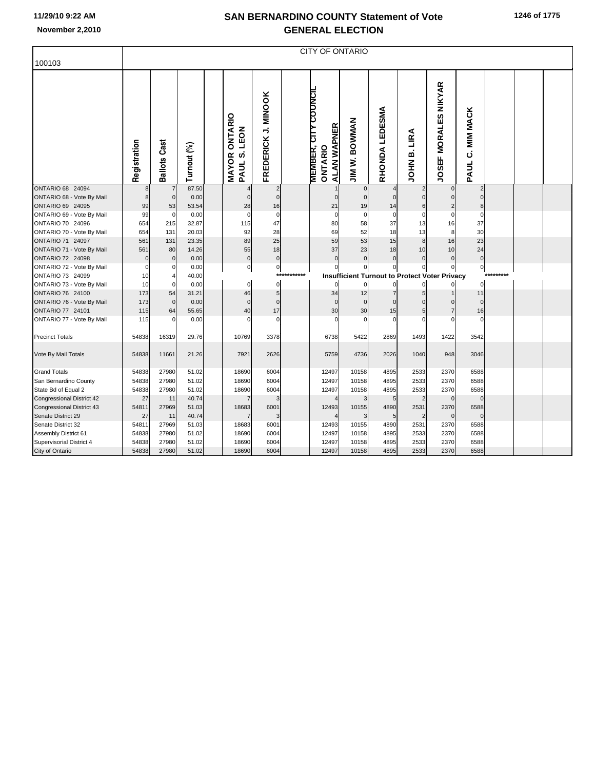# SAN BERNARDINO COUNTY Statement of Vote
# GENERAL ELECTION

11/29/10 9:22 AM
November 2,2010

100103

CITY OF ONTARIO

| | Registration | Ballots Cast | Turnout (%) | | MAYOR ONTARIO PAUL S. LEON | FREDERICK J. MINOOK | | MEMBER, CITY COUNCIL ONTARIO ALAN WAPNER | JIM W. BOWMAN | RHONDA LEDESMA | JOHN B. LIRA | JOSEF MORALES NIKYAR | PAUL C. MIM MACK | | | |
|---|---|---|---|---|---|---|---|---|---|---|---|---|---|---|---|---|
| ONTARIO 68 24094 | 8 | 7 | 87.50 | | 4 | 2 | | 1 | 0 | 4 | 2 | 0 | 2 | | | |
| ONTARIO 68 - Vote By Mail | 8 | 0 | 0.00 | | 0 | 0 | | 0 | 0 | 0 | 0 | 0 | 0 | | | |
| ONTARIO 69 24095 | 99 | 53 | 53.54 | | 28 | 16 | | 21 | 19 | 14 | 6 | 2 | 8 | | | |
| ONTARIO 69 - Vote By Mail | 99 | 0 | 0.00 | | 0 | 0 | | 0 | 0 | 0 | 0 | 0 | 0 | | | |
| ONTARIO 70 24096 | 654 | 215 | 32.87 | | 115 | 47 | | 80 | 58 | 37 | 13 | 16 | 37 | | | |
| ONTARIO 70 - Vote By Mail | 654 | 131 | 20.03 | | 92 | 28 | | 69 | 52 | 18 | 13 | 8 | 30 | | | |
| ONTARIO 71 24097 | 561 | 131 | 23.35 | | 89 | 25 | | 59 | 53 | 15 | 8 | 16 | 23 | | | |
| ONTARIO 71 - Vote By Mail | 561 | 80 | 14.26 | | 55 | 18 | | 37 | 23 | 18 | 10 | 10 | 24 | | | |
| ONTARIO 72 24098 | 0 | 0 | 0.00 | | 0 | 0 | | 0 | 0 | 0 | 0 | 0 | 0 | | | |
| ONTARIO 72 - Vote By Mail | 0 | 0 | 0.00 | | 0 | 0 | | 0 | 0 | 0 | 0 | 0 | 0 | | | |
| ONTARIO 73 24099 | 10 | 4 | 40.00 | | | | *********** | Insufficient Turnout to Protect Voter Privacy | | | | | | ********* | | |
| ONTARIO 73 - Vote By Mail | 10 | 0 | 0.00 | | 0 | 0 | | 0 | 0 | 0 | 0 | 0 | 0 | | | |
| ONTARIO 76 24100 | 173 | 54 | 31.21 | | 46 | 5 | | 34 | 12 | 7 | 5 | 1 | 11 | | | |
| ONTARIO 76 - Vote By Mail | 173 | 0 | 0.00 | | 0 | 0 | | 0 | 0 | 0 | 0 | 0 | 0 | | | |
| ONTARIO 77 24101 | 115 | 64 | 55.65 | | 40 | 17 | | 30 | 30 | 15 | 5 | 7 | 16 | | | |
| ONTARIO 77 - Vote By Mail | 115 | 0 | 0.00 | | 0 | 0 | | 0 | 0 | 0 | 0 | 0 | 0 | | | |
| Precinct Totals | 54838 | 16319 | 29.76 | | 10769 | 3378 | | 6738 | 5422 | 2869 | 1493 | 1422 | 3542 | | | |
| Vote By Mail Totals | 54838 | 11661 | 21.26 | | 7921 | 2626 | | 5759 | 4736 | 2026 | 1040 | 948 | 3046 | | | |
| Grand Totals | 54838 | 27980 | 51.02 | | 18690 | 6004 | | 12497 | 10158 | 4895 | 2533 | 2370 | 6588 | | | |
| San Bernardino County | 54838 | 27980 | 51.02 | | 18690 | 6004 | | 12497 | 10158 | 4895 | 2533 | 2370 | 6588 | | | |
| State Bd of Equal 2 | 54838 | 27980 | 51.02 | | 18690 | 6004 | | 12497 | 10158 | 4895 | 2533 | 2370 | 6588 | | | |
| Congressional District 42 | 27 | 11 | 40.74 | | 7 | 3 | | 4 | 3 | 5 | 2 | 0 | 0 | | | |
| Congressional District 43 | 54811 | 27969 | 51.03 | | 18683 | 6001 | | 12493 | 10155 | 4890 | 2531 | 2370 | 6588 | | | |
| Senate District 29 | 27 | 11 | 40.74 | | 7 | 3 | | 4 | 3 | 5 | 2 | 0 | 0 | | | |
| Senate District 32 | 54811 | 27969 | 51.03 | | 18683 | 6001 | | 12493 | 10155 | 4890 | 2531 | 2370 | 6588 | | | |
| Assembly District 61 | 54838 | 27980 | 51.02 | | 18690 | 6004 | | 12497 | 10158 | 4895 | 2533 | 2370 | 6588 | | | |
| Supervisorial District 4 | 54838 | 27980 | 51.02 | | 18690 | 6004 | | 12497 | 10158 | 4895 | 2533 | 2370 | 6588 | | | |
| City of Ontario | 54838 | 27980 | 51.02 | | 18690 | 6004 | | 12497 | 10158 | 4895 | 2533 | 2370 | 6588 | | | |